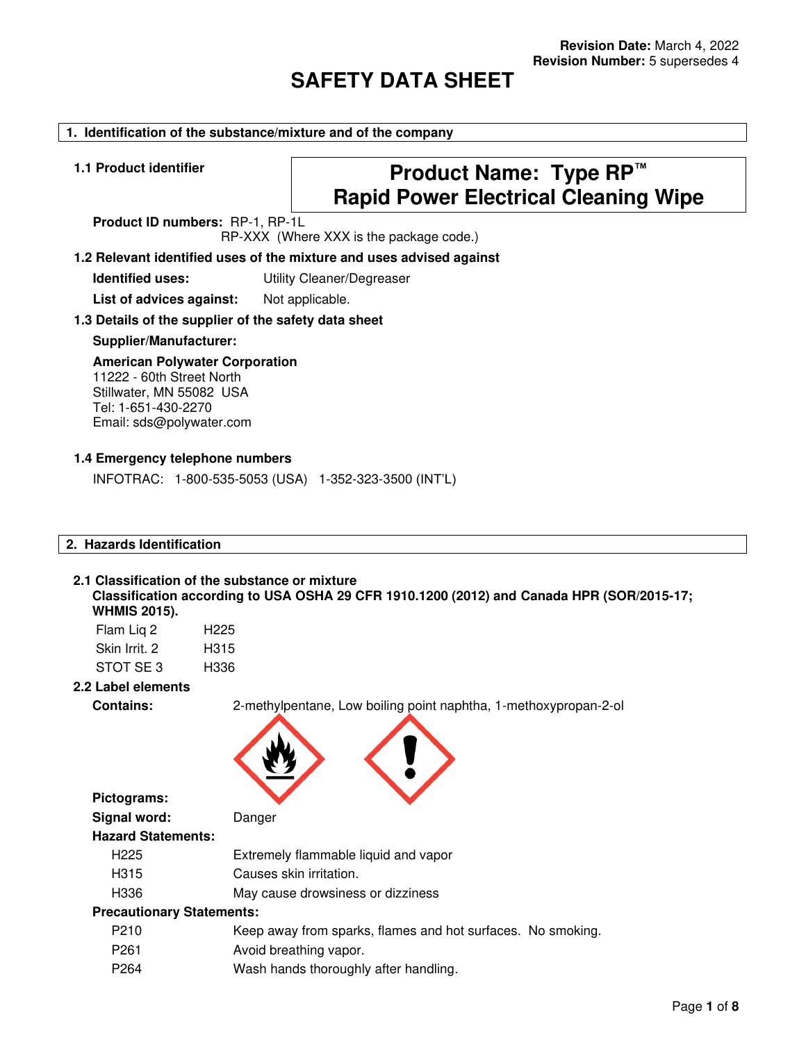**Revision Date:** March 4, 2022
**Revision Number:** 5 supersedes 4

# SAFETY DATA SHEET

## 1. Identification of the substance/mixture and of the company

### 1.1 Product identifier

**Product Name: Type RP™**
**Rapid Power Electrical Cleaning Wipe**

**Product ID numbers:** RP-1, RP-1L
RP-XXX (Where XXX is the package code.)

### 1.2 Relevant identified uses of the mixture and uses advised against

**Identified uses:** Utility Cleaner/Degreaser

**List of advices against:** Not applicable.

### 1.3 Details of the supplier of the safety data sheet

**Supplier/Manufacturer:**

**American Polywater Corporation**
11222 - 60th Street North
Stillwater, MN 55082 USA
Tel: 1-651-430-2270
Email: sds@polywater.com

### 1.4 Emergency telephone numbers

INFOTRAC: 1-800-535-5053 (USA) 1-352-323-3500 (INT'L)

## 2. Hazards Identification

### 2.1 Classification of the substance or mixture

**Classification according to USA OSHA 29 CFR 1910.1200 (2012) and Canada HPR (SOR/2015-17; WHMIS 2015).**

| | |
|---|---|
| Flam Liq 2 | H225 |
| Skin Irrit. 2 | H315 |
| STOT SE 3 | H336 |

### 2.2 Label elements

**Contains:** 2-methylpentane, Low boiling point naphtha, 1-methoxypropan-2-ol

**Pictograms:**

**Signal word:** Danger

**Hazard Statements:**

| | |
|---|---|
| H225 | Extremely flammable liquid and vapor |
| H315 | Causes skin irritation. |
| H336 | May cause drowsiness or dizziness |

**Precautionary Statements:**

| | |
|---|---|
| P210 | Keep away from sparks, flames and hot surfaces. No smoking. |
| P261 | Avoid breathing vapor. |
| P264 | Wash hands thoroughly after handling. |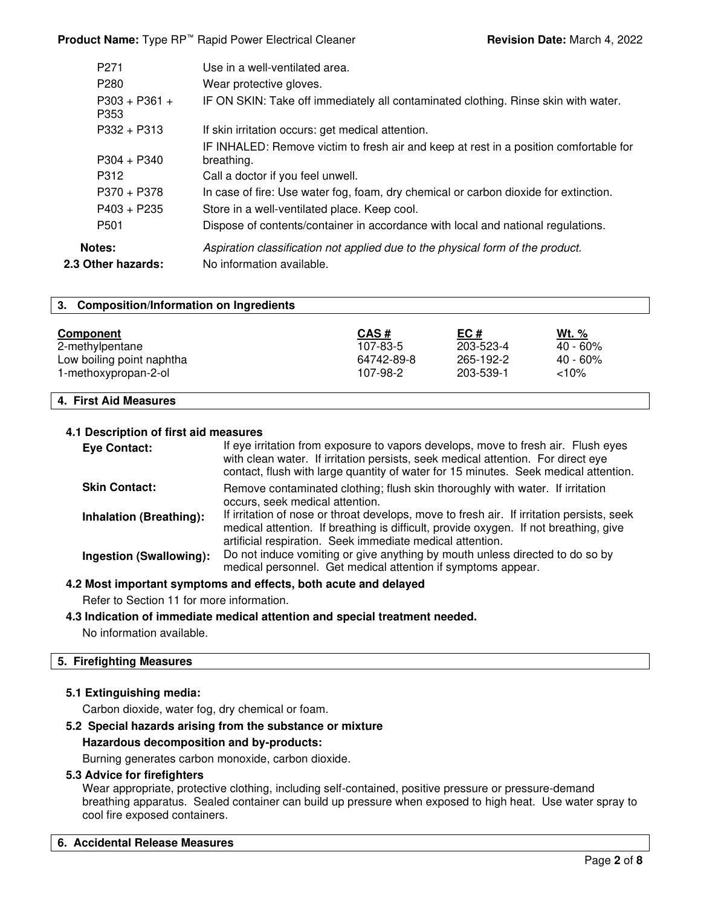| | |
|---|---|
| P271 | Use in a well-ventilated area. |
| P280 | Wear protective gloves. |
| P303 + P361 + P353 | IF ON SKIN: Take off immediately all contaminated clothing. Rinse skin with water. |
| P332 + P313 | If skin irritation occurs: get medical attention. |
| P304 + P340 | IF INHALED: Remove victim to fresh air and keep at rest in a position comfortable for breathing. |
| P312 | Call a doctor if you feel unwell. |
| P370 + P378 | In case of fire: Use water fog, foam, dry chemical or carbon dioxide for extinction. |
| P403 + P235 | Store in a well-ventilated place. Keep cool. |
| P501 | Dispose of contents/container in accordance with local and national regulations. |

**Notes:** *Aspiration classification not applied due to the physical form of the product.*

**2.3 Other hazards:** No information available.

## 3. Composition/Information on Ingredients

| Component | CAS # | EC # | Wt. % |
|---|---|---|---|
| 2-methylpentane | 107-83-5 | 203-523-4 | 40 - 60% |
| Low boiling point naphtha | 64742-89-8 | 265-192-2 | 40 - 60% |
| 1-methoxypropan-2-ol | 107-98-2 | 203-539-1 | <10% |

## 4. First Aid Measures

### 4.1 Description of first aid measures

**Eye Contact:** If eye irritation from exposure to vapors develops, move to fresh air. Flush eyes with clean water. If irritation persists, seek medical attention. For direct eye contact, flush with large quantity of water for 15 minutes. Seek medical attention.

**Skin Contact:** Remove contaminated clothing; flush skin thoroughly with water. If irritation occurs, seek medical attention.

**Inhalation (Breathing):** If irritation of nose or throat develops, move to fresh air. If irritation persists, seek medical attention. If breathing is difficult, provide oxygen. If not breathing, give artificial respiration. Seek immediate medical attention.

**Ingestion (Swallowing):** Do not induce vomiting or give anything by mouth unless directed to do so by medical personnel. Get medical attention if symptoms appear.

### 4.2 Most important symptoms and effects, both acute and delayed

Refer to Section 11 for more information.

### 4.3 Indication of immediate medical attention and special treatment needed.

No information available.

## 5. Firefighting Measures

### 5.1 Extinguishing media:

Carbon dioxide, water fog, dry chemical or foam.

### 5.2 Special hazards arising from the substance or mixture

**Hazardous decomposition and by-products:**

Burning generates carbon monoxide, carbon dioxide.

### 5.3 Advice for firefighters

Wear appropriate, protective clothing, including self-contained, positive pressure or pressure-demand breathing apparatus. Sealed container can build up pressure when exposed to high heat. Use water spray to cool fire exposed containers.

## 6. Accidental Release Measures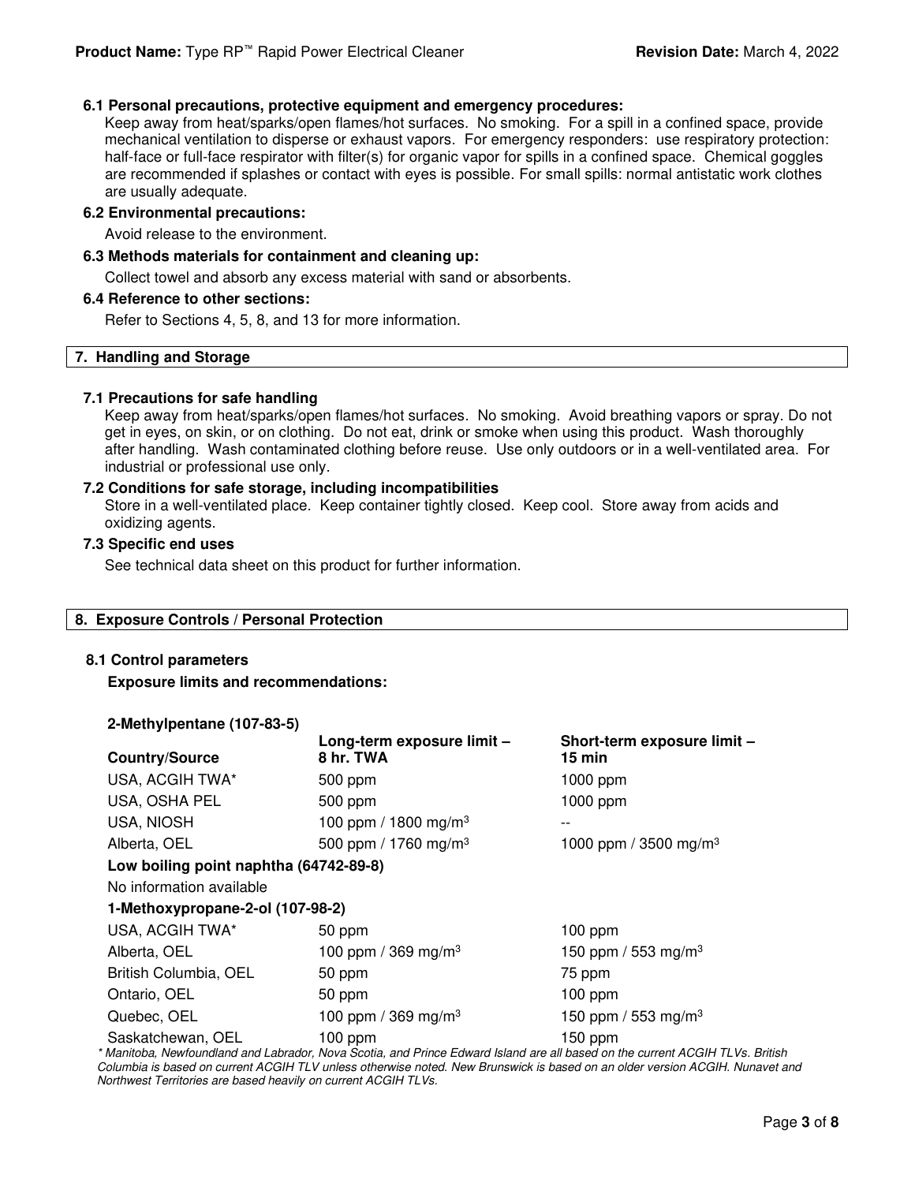### 6.1 Personal precautions, protective equipment and emergency procedures:

Keep away from heat/sparks/open flames/hot surfaces. No smoking. For a spill in a confined space, provide mechanical ventilation to disperse or exhaust vapors. For emergency responders: use respiratory protection: half-face or full-face respirator with filter(s) for organic vapor for spills in a confined space. Chemical goggles are recommended if splashes or contact with eyes is possible. For small spills: normal antistatic work clothes are usually adequate.

### 6.2 Environmental precautions:

Avoid release to the environment.

### 6.3 Methods materials for containment and cleaning up:

Collect towel and absorb any excess material with sand or absorbents.

### 6.4 Reference to other sections:

Refer to Sections 4, 5, 8, and 13 for more information.

## 7. Handling and Storage

### 7.1 Precautions for safe handling

Keep away from heat/sparks/open flames/hot surfaces. No smoking. Avoid breathing vapors or spray. Do not get in eyes, on skin, or on clothing. Do not eat, drink or smoke when using this product. Wash thoroughly after handling. Wash contaminated clothing before reuse. Use only outdoors or in a well-ventilated area. For industrial or professional use only.

### 7.2 Conditions for safe storage, including incompatibilities

Store in a well-ventilated place. Keep container tightly closed. Keep cool. Store away from acids and oxidizing agents.

### 7.3 Specific end uses

See technical data sheet on this product for further information.

## 8. Exposure Controls / Personal Protection

### 8.1 Control parameters

**Exposure limits and recommendations:**

| Country/Source | Long-term exposure limit – 8 hr. TWA | Short-term exposure limit – 15 min |
|---|---|---|
| **2-Methylpentane (107-83-5)** | | |
| USA, ACGIH TWA* | 500 ppm | 1000 ppm |
| USA, OSHA PEL | 500 ppm | 1000 ppm |
| USA, NIOSH | 100 ppm / 1800 mg/m$^3$ | -- |
| Alberta, OEL | 500 ppm / 1760 mg/m$^3$ | 1000 ppm / 3500 mg/m$^3$ |
| **Low boiling point naphtha (64742-89-8)** | | |
| No information available | | |
| **1-Methoxypropane-2-ol (107-98-2)** | | |
| USA, ACGIH TWA* | 50 ppm | 100 ppm |
| Alberta, OEL | 100 ppm / 369 mg/m$^3$ | 150 ppm / 553 mg/m$^3$ |
| British Columbia, OEL | 50 ppm | 75 ppm |
| Ontario, OEL | 50 ppm | 100 ppm |
| Quebec, OEL | 100 ppm / 369 mg/m$^3$ | 150 ppm / 553 mg/m$^3$ |
| Saskatchewan, OEL | 100 ppm | 150 ppm |

*\* Manitoba, Newfoundland and Labrador, Nova Scotia, and Prince Edward Island are all based on the current ACGIH TLVs. British Columbia is based on current ACGIH TLV unless otherwise noted. New Brunswick is based on an older version ACGIH. Nunavet and Northwest Territories are based heavily on current ACGIH TLVs.*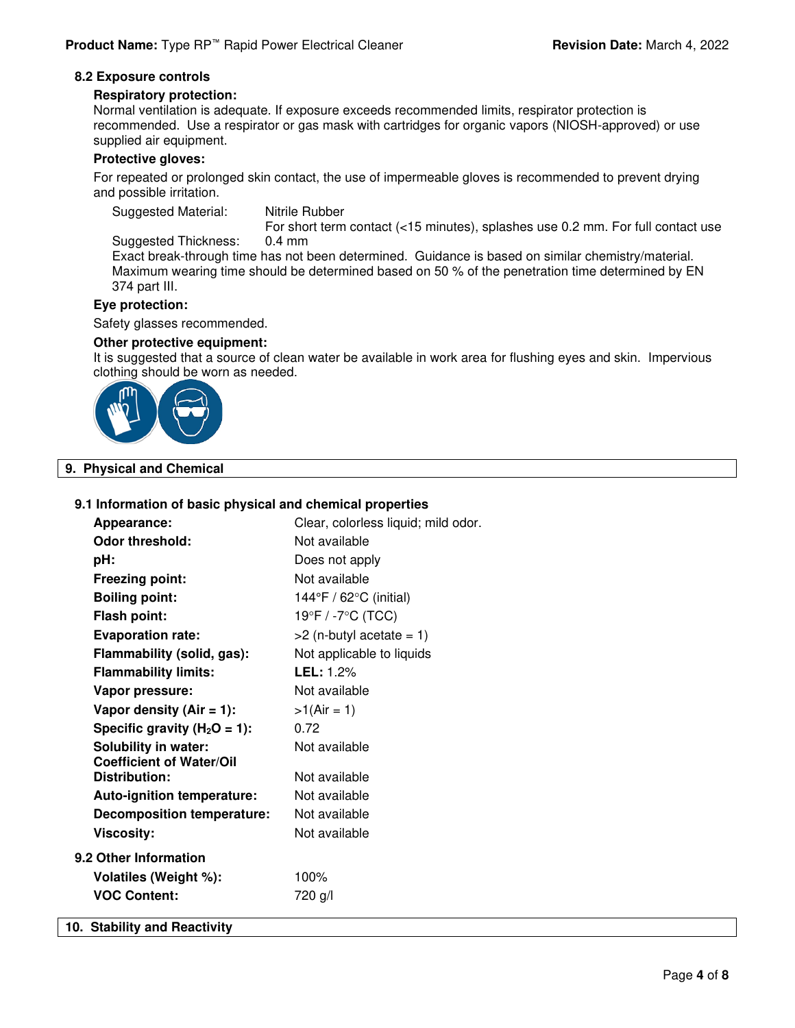### 8.2 Exposure controls

**Respiratory protection:**

Normal ventilation is adequate. If exposure exceeds recommended limits, respirator protection is recommended. Use a respirator or gas mask with cartridges for organic vapors (NIOSH-approved) or use supplied air equipment.

**Protective gloves:**

For repeated or prolonged skin contact, the use of impermeable gloves is recommended to prevent drying and possible irritation.

Suggested Material: Nitrile Rubber

Suggested Thickness: For short term contact (<15 minutes), splashes use 0.2 mm. For full contact use 0.4 mm

Exact break-through time has not been determined. Guidance is based on similar chemistry/material. Maximum wearing time should be determined based on 50 % of the penetration time determined by EN 374 part III.

**Eye protection:**

Safety glasses recommended.

**Other protective equipment:**

It is suggested that a source of clean water be available in work area for flushing eyes and skin. Impervious clothing should be worn as needed.

## 9. Physical and Chemical

### 9.1 Information of basic physical and chemical properties

| | |
|---|---|
| **Appearance:** | Clear, colorless liquid; mild odor. |
| **Odor threshold:** | Not available |
| **pH:** | Does not apply |
| **Freezing point:** | Not available |
| **Boiling point:** | 144°F / 62°C (initial) |
| **Flash point:** | 19°F / -7°C (TCC) |
| **Evaporation rate:** | >2 (n-butyl acetate = 1) |
| **Flammability (solid, gas):** | Not applicable to liquids |
| **Flammability limits:** | **LEL:** 1.2% |
| **Vapor pressure:** | Not available |
| **Vapor density (Air = 1):** | >1(Air = 1) |
| **Specific gravity ($H_2O$ = 1):** | 0.72 |
| **Solubility in water:** | Not available |
| **Coefficient of Water/Oil Distribution:** | Not available |
| **Auto-ignition temperature:** | Not available |
| **Decomposition temperature:** | Not available |
| **Viscosity:** | Not available |

### 9.2 Other Information

| | |
|---|---|
| **Volatiles (Weight %):** | 100% |
| **VOC Content:** | 720 g/l |

## 10. Stability and Reactivity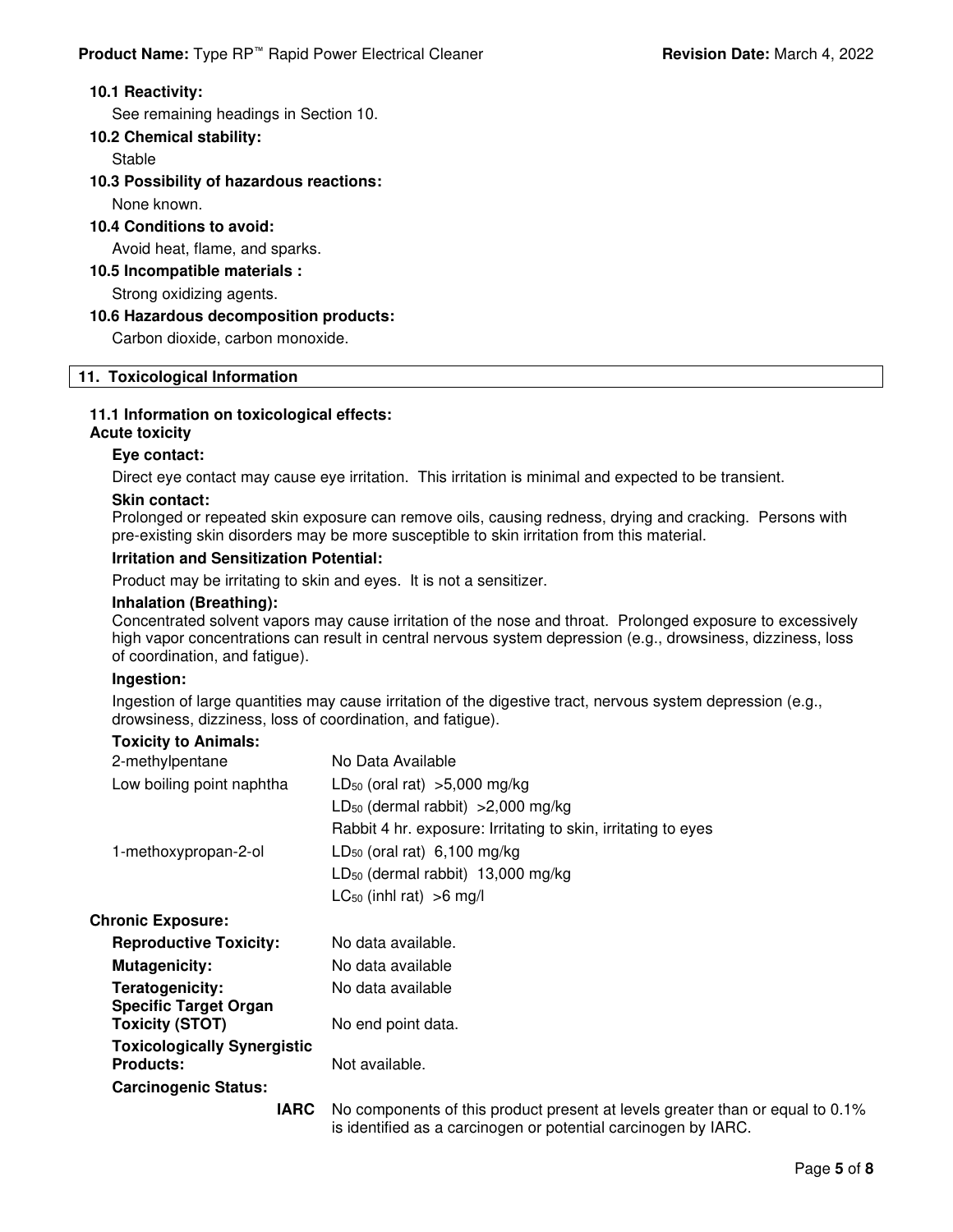**10.1 Reactivity:**

See remaining headings in Section 10.

**10.2 Chemical stability:**

Stable

**10.3 Possibility of hazardous reactions:**

None known.

**10.4 Conditions to avoid:**

Avoid heat, flame, and sparks.

**10.5 Incompatible materials :**

Strong oxidizing agents.

**10.6 Hazardous decomposition products:**

Carbon dioxide, carbon monoxide.

## 11. Toxicological Information

**11.1 Information on toxicological effects:**

**Acute toxicity**

**Eye contact:**

Direct eye contact may cause eye irritation. This irritation is minimal and expected to be transient.

**Skin contact:**

Prolonged or repeated skin exposure can remove oils, causing redness, drying and cracking. Persons with pre-existing skin disorders may be more susceptible to skin irritation from this material.

**Irritation and Sensitization Potential:**

Product may be irritating to skin and eyes. It is not a sensitizer.

**Inhalation (Breathing):**

Concentrated solvent vapors may cause irritation of the nose and throat. Prolonged exposure to excessively high vapor concentrations can result in central nervous system depression (e.g., drowsiness, dizziness, loss of coordination, and fatigue).

**Ingestion:**

Ingestion of large quantities may cause irritation of the digestive tract, nervous system depression (e.g., drowsiness, dizziness, loss of coordination, and fatigue).

**Toxicity to Animals:**

| | |
|---|---|
| 2-methylpentane | No Data Available |
| Low boiling point naphtha | $LD_{50}$ (oral rat) >5,000 mg/kg |
| | $LD_{50}$ (dermal rabbit) >2,000 mg/kg |
| | Rabbit 4 hr. exposure: Irritating to skin, irritating to eyes |
| 1-methoxypropan-2-ol | $LD_{50}$ (oral rat) 6,100 mg/kg |
| | $LD_{50}$ (dermal rabbit) 13,000 mg/kg |
| | $LC_{50}$ (inhl rat) >6 mg/l |

**Chronic Exposure:**

| | |
|---|---|
| **Reproductive Toxicity:** | No data available. |
| **Mutagenicity:** | No data available |
| **Teratogenicity:** | No data available |
| **Specific Target Organ Toxicity (STOT)** | No end point data. |
| **Toxicologically Synergistic Products:** | Not available. |

**Carcinogenic Status:**

| | |
|---|---|
| **IARC** | No components of this product present at levels greater than or equal to 0.1% is identified as a carcinogen or potential carcinogen by IARC. |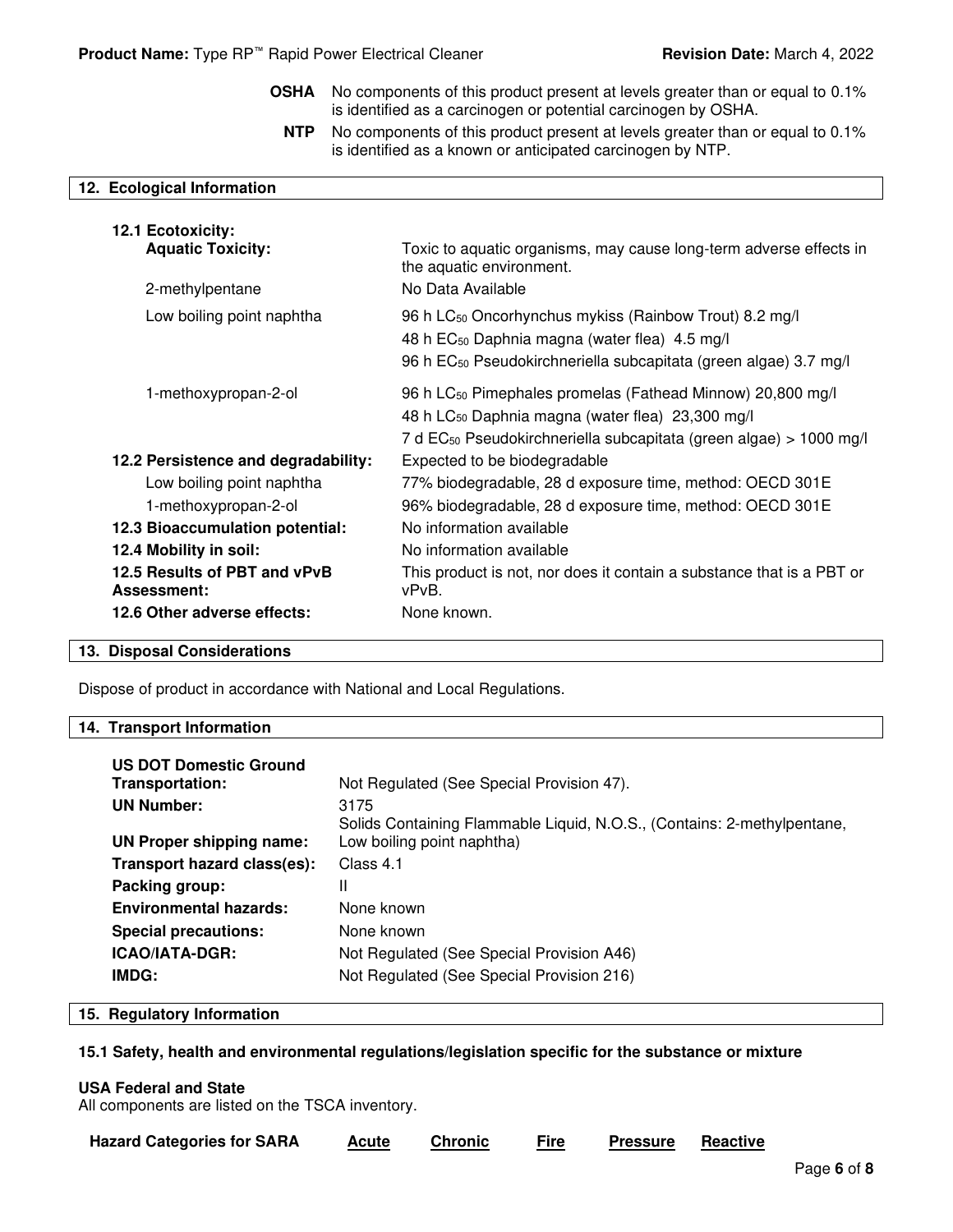| | |
|---|---|
| **OSHA** | No components of this product present at levels greater than or equal to 0.1% is identified as a carcinogen or potential carcinogen by OSHA. |
| **NTP** | No components of this product present at levels greater than or equal to 0.1% is identified as a known or anticipated carcinogen by NTP. |

## 12. Ecological Information

| | |
|---|---|
| **12.1 Ecotoxicity:** | |
| **Aquatic Toxicity:** | Toxic to aquatic organisms, may cause long-term adverse effects in the aquatic environment. |
| 2-methylpentane | No Data Available |
| Low boiling point naphtha | 96 h $LC_{50}$ Oncorhynchus mykiss (Rainbow Trout) 8.2 mg/l<br>48 h $EC_{50}$ Daphnia magna (water flea) 4.5 mg/l<br>96 h $EC_{50}$ Pseudokirchneriella subcapitata (green algae) 3.7 mg/l |
| 1-methoxypropan-2-ol | 96 h $LC_{50}$ Pimephales promelas (Fathead Minnow) 20,800 mg/l<br>48 h $LC_{50}$ Daphnia magna (water flea) 23,300 mg/l<br>7 d $EC_{50}$ Pseudokirchneriella subcapitata (green algae) > 1000 mg/l |
| **12.2 Persistence and degradability:** | Expected to be biodegradable |
| Low boiling point naphtha | 77% biodegradable, 28 d exposure time, method: OECD 301E |
| 1-methoxypropan-2-ol | 96% biodegradable, 28 d exposure time, method: OECD 301E |
| **12.3 Bioaccumulation potential:** | No information available |
| **12.4 Mobility in soil:** | No information available |
| **12.5 Results of PBT and vPvB Assessment:** | This product is not, nor does it contain a substance that is a PBT or vPvB. |
| **12.6 Other adverse effects:** | None known. |

## 13. Disposal Considerations

Dispose of product in accordance with National and Local Regulations.

## 14. Transport Information

| | |
|---|---|
| **US DOT Domestic Ground Transportation:** | Not Regulated (See Special Provision 47). |
| **UN Number:** | 3175 |
| **UN Proper shipping name:** | Solids Containing Flammable Liquid, N.O.S., (Contains: 2-methylpentane, Low boiling point naphtha) |
| **Transport hazard class(es):** | Class 4.1 |
| **Packing group:** | II |
| **Environmental hazards:** | None known |
| **Special precautions:** | None known |
| **ICAO/IATA-DGR:** | Not Regulated (See Special Provision A46) |
| **IMDG:** | Not Regulated (See Special Provision 216) |

## 15. Regulatory Information

### 15.1 Safety, health and environmental regulations/legislation specific for the substance or mixture

**USA Federal and State**

All components are listed on the TSCA inventory.

| **Hazard Categories for SARA** | **Acute** | **Chronic** | **Fire** | **Pressure** | **Reactive** |
|---|---|---|---|---|---|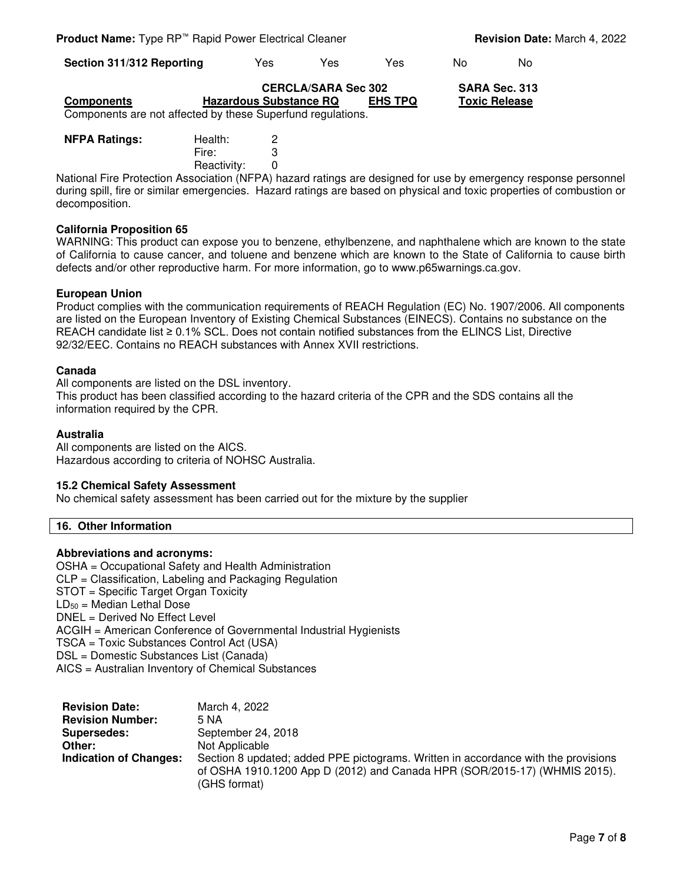| Section 311/312 Reporting | Yes | Yes | Yes | No | No |
|---|---|---|---|---|---|

| Components | CERCLA/SARA Sec 302 Hazardous Substance RQ | EHS TPQ | SARA Sec. 313 Toxic Release |
|---|---|---|---|

Components are not affected by these Superfund regulations.

| NFPA Ratings: | | |
|---|---|---|
| | Health: | 2 |
| | Fire: | 3 |
| | Reactivity: | 0 |

National Fire Protection Association (NFPA) hazard ratings are designed for use by emergency response personnel during spill, fire or similar emergencies. Hazard ratings are based on physical and toxic properties of combustion or decomposition.

**California Proposition 65**

WARNING: This product can expose you to benzene, ethylbenzene, and naphthalene which are known to the state of California to cause cancer, and toluene and benzene which are known to the State of California to cause birth defects and/or other reproductive harm. For more information, go to www.p65warnings.ca.gov.

**European Union**

Product complies with the communication requirements of REACH Regulation (EC) No. 1907/2006. All components are listed on the European Inventory of Existing Chemical Substances (EINECS). Contains no substance on the REACH candidate list ≥ 0.1% SCL. Does not contain notified substances from the ELINCS List, Directive 92/32/EEC. Contains no REACH substances with Annex XVII restrictions.

**Canada**

All components are listed on the DSL inventory.
This product has been classified according to the hazard criteria of the CPR and the SDS contains all the information required by the CPR.

**Australia**

All components are listed on the AICS.
Hazardous according to criteria of NOHSC Australia.

**15.2 Chemical Safety Assessment**

No chemical safety assessment has been carried out for the mixture by the supplier

## 16. Other Information

**Abbreviations and acronyms:**

OSHA = Occupational Safety and Health Administration
CLP = Classification, Labeling and Packaging Regulation
STOT = Specific Target Organ Toxicity
$LD_{50}$ = Median Lethal Dose
DNEL = Derived No Effect Level
ACGIH = American Conference of Governmental Industrial Hygienists
TSCA = Toxic Substances Control Act (USA)
DSL = Domestic Substances List (Canada)
AICS = Australian Inventory of Chemical Substances

| | |
|---|---|
| **Revision Date:** | March 4, 2022 |
| **Revision Number:** | 5 NA |
| **Supersedes:** | September 24, 2018 |
| **Other:** | Not Applicable |
| **Indication of Changes:** | Section 8 updated; added PPE pictograms. Written in accordance with the provisions of OSHA 1910.1200 App D (2012) and Canada HPR (SOR/2015-17) (WHMIS 2015). (GHS format) |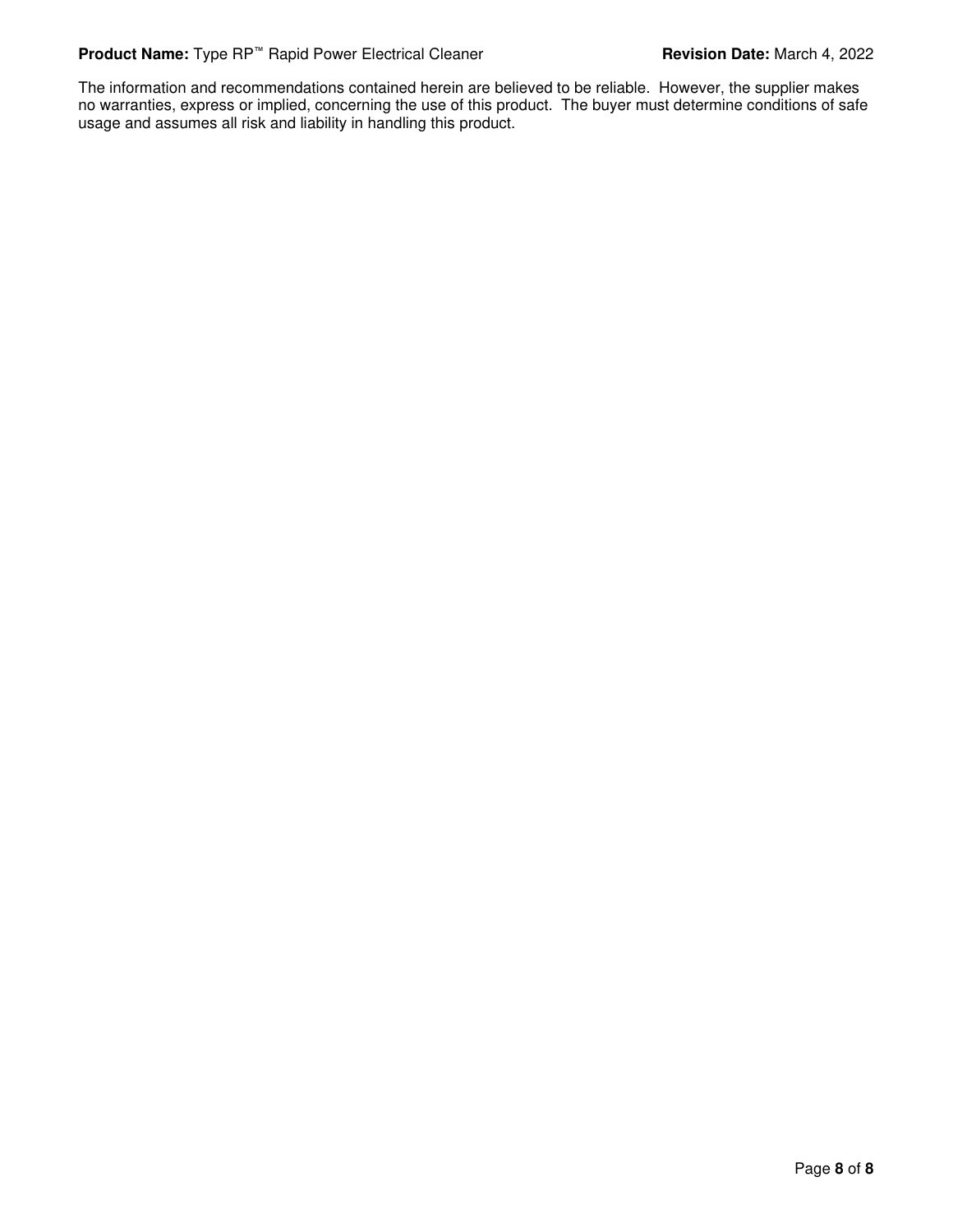The information and recommendations contained herein are believed to be reliable. However, the supplier makes no warranties, express or implied, concerning the use of this product. The buyer must determine conditions of safe usage and assumes all risk and liability in handling this product.